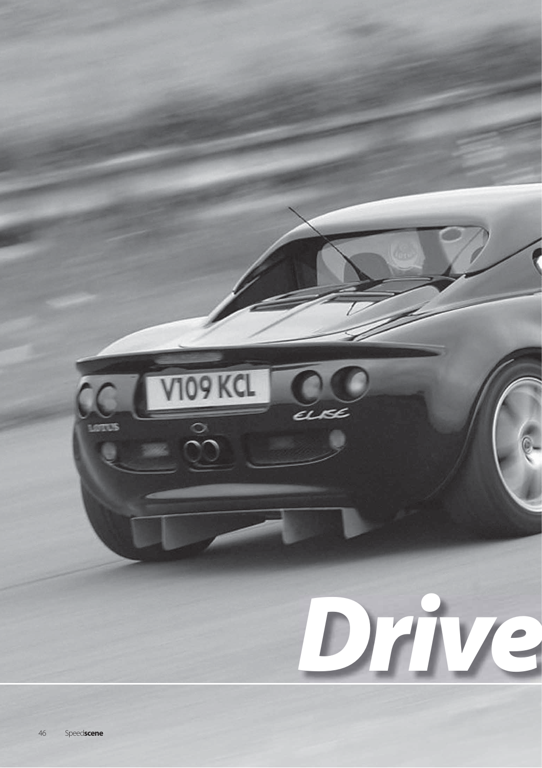# Drive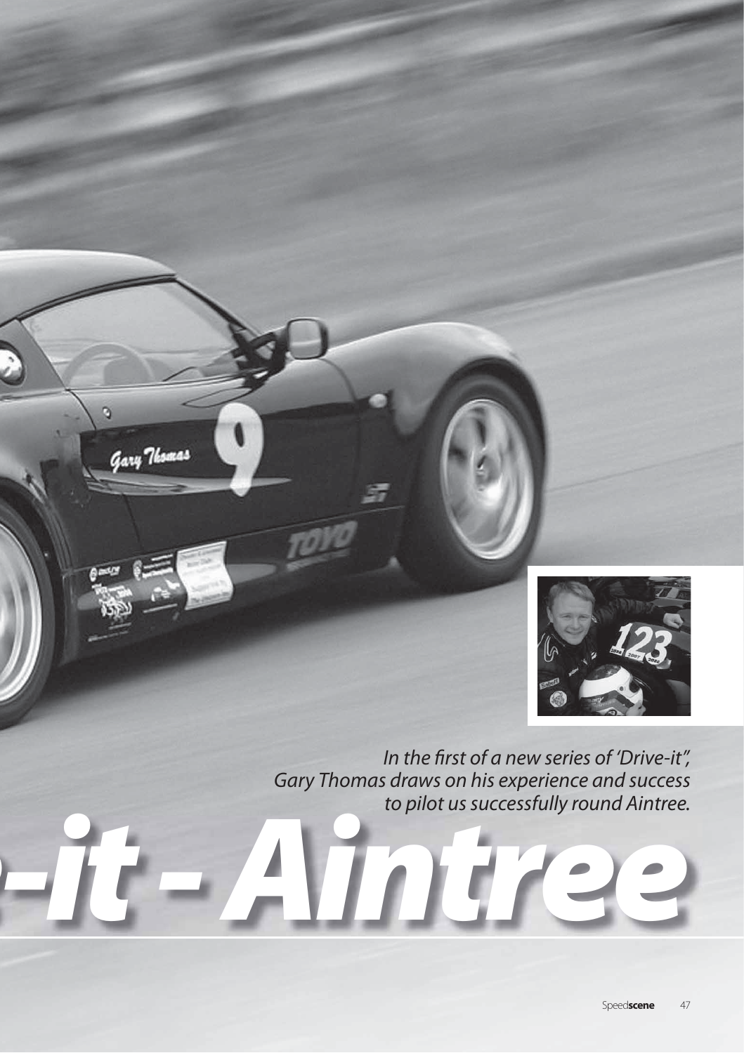# -it - Aintree

*In the first of a new series of 'Drive-it", Gary Thomas draws on his experience and success to pilot us successfully round Aintree.*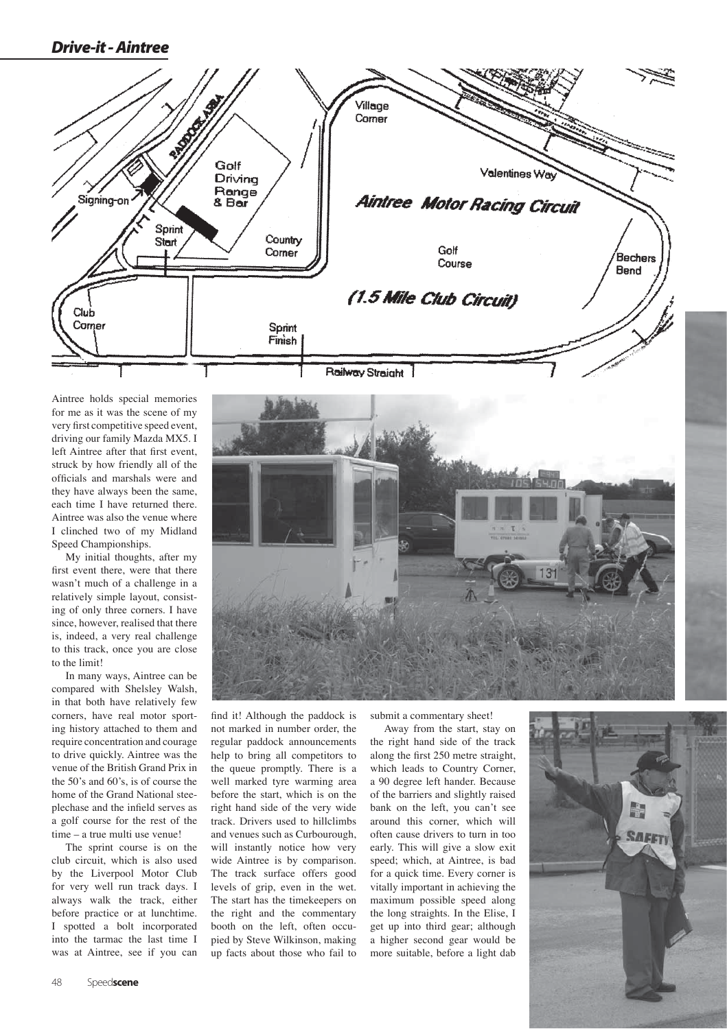## Drive-it - Aintree

Aintree holds special memories for me as it was the scene of my very first competitive speed event, driving our family Mazda MX5. I left Aintree after that first event, struck by how friendly all of the officials and marshals were and they have always been the same, each time I have returned there. Aintree was also the venue where I clinched two of my Midland Speed Championships.

My initial thoughts, after my first event there, were that there wasn't much of a challenge in a relatively simple layout, consisting of only three corners. I have since, however, realised that there is, indeed, a very real challenge to this track, once you are close to the limit!

In many ways, Aintree can be compared with Shelsley Walsh, in that both have relatively few corners, have real motor sporting history attached to them and require concentration and courage to drive quickly. Aintree was the venue of the British Grand Prix in the 50's and 60's, is of course the home of the Grand National steeplechase and the infield serves as a golf course for the rest of the time – a true multi use venue!

The sprint course is on the club circuit, which is also used by the Liverpool Motor Club for very well run track days. I always walk the track, either before practice or at lunchtime. I spotted a bolt incorporated into the tarmac the last time I was at Aintree, see if you can find it! Although the paddock is not marked in number order, the regular paddock announcements help to bring all competitors to the queue promptly. There is a well marked tyre warming area before the start, which is on the right hand side of the very wide track. Drivers used to hillclimbs and venues such as Curbourough, will instantly notice how very wide Aintree is by comparison. The track surface offers good levels of grip, even in the wet. The start has the timekeepers on the right and the commentary booth on the left, often occupied by Steve Wilkinson, making up facts about those who fail to submit a commentary sheet!

Away from the start, stay on the right hand side of the track along the first 250 metre straight, which leads to Country Corner, a 90 degree left hander. Because of the barriers and slightly raised bank on the left, you can't see around this corner, which will often cause drivers to turn in too early. This will give a slow exit speed; which, at Aintree, is bad for a quick time. Every corner is vitally important in achieving the maximum possible speed along the long straights. In the Elise, I get up into third gear; although a higher second gear would be more suitable, before a light dab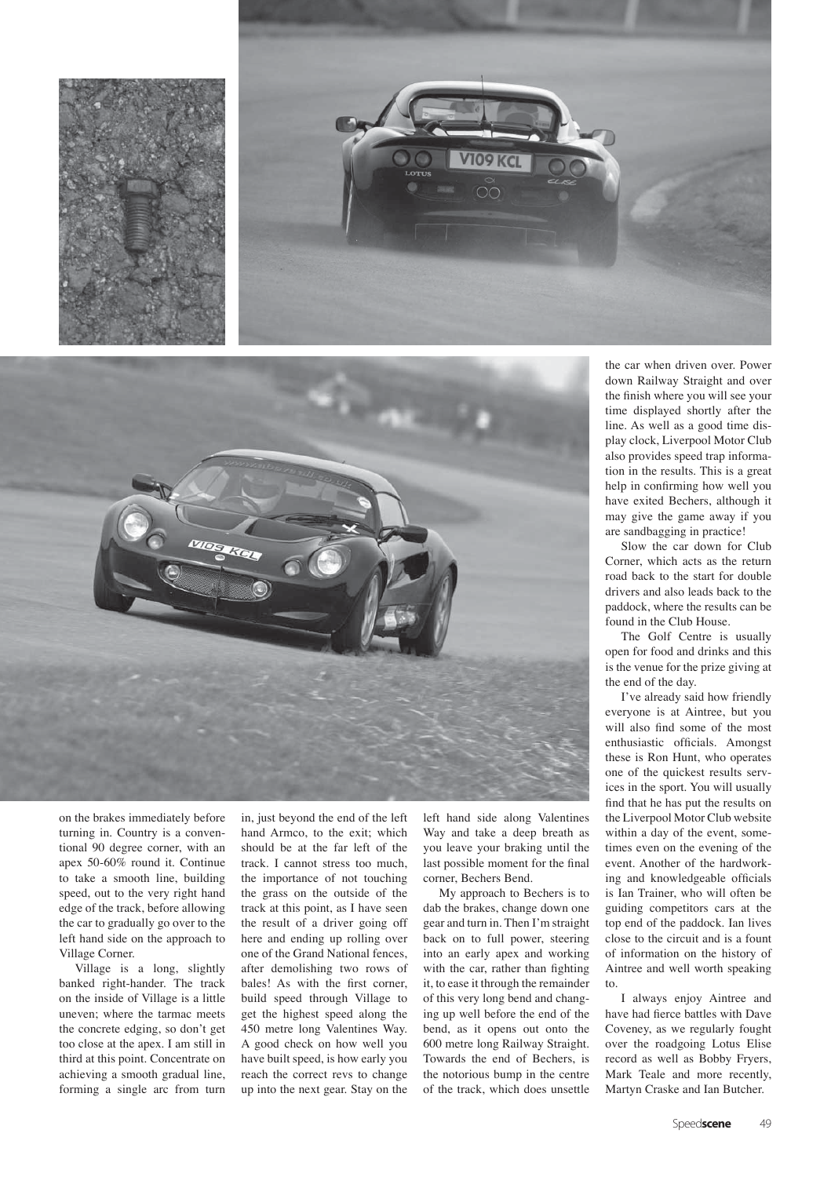on the brakes immediately before turning in. Country is a conventional 90 degree corner, with an apex 50-60% round it. Continue to take a smooth line, building speed, out to the very right hand edge of the track, before allowing the car to gradually go over to the left hand side on the approach to Village Corner.

Village is a long, slightly banked right-hander. The track on the inside of Village is a little uneven; where the tarmac meets the concrete edging, so don't get too close at the apex. I am still in third at this point. Concentrate on achieving a smooth gradual line, forming a single arc from turn in, just beyond the end of the left hand Armco, to the exit; which should be at the far left of the track. I cannot stress too much, the importance of not touching the grass on the outside of the track at this point, as I have seen the result of a driver going off here and ending up rolling over one of the Grand National fences, after demolishing two rows of bales! As with the first corner, build speed through Village to get the highest speed along the 450 metre long Valentines Way. A good check on how well you have built speed, is how early you reach the correct revs to change up into the next gear. Stay on the left hand side along Valentines Way and take a deep breath as you leave your braking until the last possible moment for the final corner, Bechers Bend.

My approach to Bechers is to dab the brakes, change down one gear and turn in. Then I'm straight back on to full power, steering into an early apex and working with the car, rather than fighting it, to ease it through the remainder of this very long bend and changing up well before the end of the bend, as it opens out onto the 600 metre long Railway Straight. Towards the end of Bechers, is the notorious bump in the centre of the track, which does unsettle the car when driven over. Power down Railway Straight and over the finish where you will see your time displayed shortly after the line. As well as a good time display clock, Liverpool Motor Club also provides speed trap information in the results. This is a great help in confirming how well you have exited Bechers, although it may give the game away if you are sandbagging in practice!

Slow the car down for Club Corner, which acts as the return road back to the start for double drivers and also leads back to the paddock, where the results can be found in the Club House.

The Golf Centre is usually open for food and drinks and this is the venue for the prize giving at the end of the day.

I've already said how friendly everyone is at Aintree, but you will also find some of the most enthusiastic officials. Amongst these is Ron Hunt, who operates one of the quickest results services in the sport. You will usually find that he has put the results on the Liverpool Motor Club website within a day of the event, sometimes even on the evening of the event. Another of the hardworking and knowledgeable officials is Ian Trainer, who will often be guiding competitors cars at the top end of the paddock. Ian lives close to the circuit and is a fount of information on the history of Aintree and well worth speaking to.

I always enjoy Aintree and have had fierce battles with Dave Coveney, as we regularly fought over the roadgoing Lotus Elise record as well as Bobby Fryers, Mark Teale and more recently, Martyn Craske and Ian Butcher.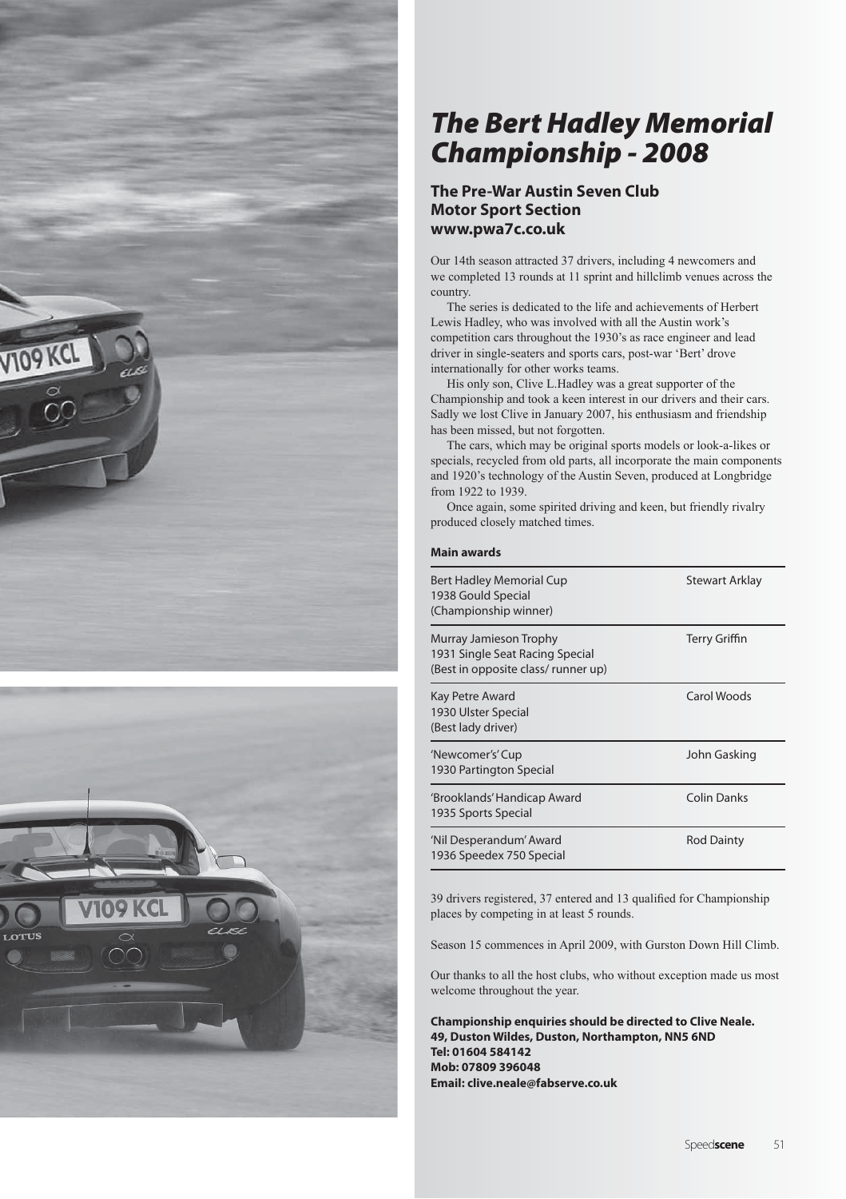# *The Bert Hadley Memorial Championship - 2008*

### The Pre-War Austin Seven Club
### Motor Sport Section
### www.pwa7c.co.uk

Our 14th season attracted 37 drivers, including 4 newcomers and we completed 13 rounds at 11 sprint and hillclimb venues across the country.

The series is dedicated to the life and achievements of Herbert Lewis Hadley, who was involved with all the Austin work's competition cars throughout the 1930's as race engineer and lead driver in single-seaters and sports cars, post-war 'Bert' drove internationally for other works teams.

His only son, Clive L.Hadley was a great supporter of the Championship and took a keen interest in our drivers and their cars. Sadly we lost Clive in January 2007, his enthusiasm and friendship has been missed, but not forgotten.

The cars, which may be original sports models or look-a-likes or specials, recycled from old parts, all incorporate the main components and 1920's technology of the Austin Seven, produced at Longbridge from 1922 to 1939.

Once again, some spirited driving and keen, but friendly rivalry produced closely matched times.

**Main awards**

| | |
|---|---|
| Bert Hadley Memorial Cup<br>1938 Gould Special<br>(Championship winner) | Stewart Arklay |
| Murray Jamieson Trophy<br>1931 Single Seat Racing Special<br>(Best in opposite class/ runner up) | Terry Griffin |
| Kay Petre Award<br>1930 Ulster Special<br>(Best lady driver) | Carol Woods |
| 'Newcomer's' Cup<br>1930 Partington Special | John Gasking |
| 'Brooklands' Handicap Award<br>1935 Sports Special | Colin Danks |
| 'Nil Desperandum' Award<br>1936 Speedex 750 Special | Rod Dainty |

39 drivers registered, 37 entered and 13 qualified for Championship places by competing in at least 5 rounds.

Season 15 commences in April 2009, with Gurston Down Hill Climb.

Our thanks to all the host clubs, who without exception made us most welcome throughout the year.

**Championship enquiries should be directed to Clive Neale.**
**49, Duston Wildes, Duston, Northampton, NN5 6ND**
**Tel: 01604 584142**
**Mob: 07809 396048**
**Email: clive.neale@fabserve.co.uk**